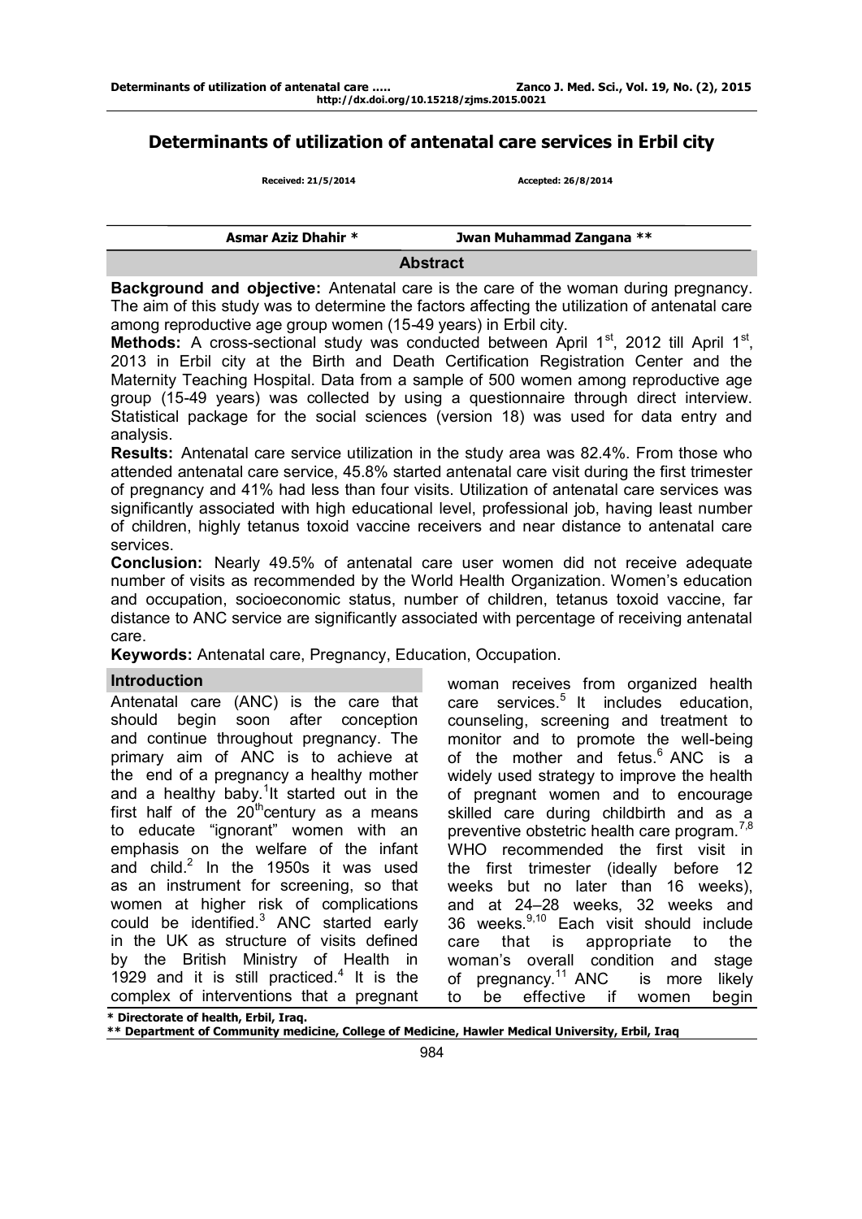# Determinants of utilization of antenatal care services in Erbil city

**Received: 21/5/2014** **Accepted: 26/8/2014**

**Asmar Aziz Dhahir *** **Jwan Muhammad Zangana ****

## Abstract

**Background and objective:** Antenatal care is the care of the woman during pregnancy. The aim of this study was to determine the factors affecting the utilization of antenatal care among reproductive age group women (15-49 years) in Erbil city.

**Methods:** A cross-sectional study was conducted between April 1st, 2012 till April 1st, 2013 in Erbil city at the Birth and Death Certification Registration Center and the Maternity Teaching Hospital. Data from a sample of 500 women among reproductive age group (15-49 years) was collected by using a questionnaire through direct interview. Statistical package for the social sciences (version 18) was used for data entry and analysis.

**Results:** Antenatal care service utilization in the study area was 82.4%. From those who attended antenatal care service, 45.8% started antenatal care visit during the first trimester of pregnancy and 41% had less than four visits. Utilization of antenatal care services was significantly associated with high educational level, professional job, having least number of children, highly tetanus toxoid vaccine receivers and near distance to antenatal care services.

**Conclusion:** Nearly 49.5% of antenatal care user women did not receive adequate number of visits as recommended by the World Health Organization. Women's education and occupation, socioeconomic status, number of children, tetanus toxoid vaccine, far distance to ANC service are significantly associated with percentage of receiving antenatal care.

**Keywords:** Antenatal care, Pregnancy, Education, Occupation.

## Introduction

Antenatal care (ANC) is the care that should begin soon after conception and continue throughout pregnancy. The primary aim of ANC is to achieve at the end of a pregnancy a healthy mother and a healthy baby.[1] It started out in the first half of the 20th century as a means to educate "ignorant" women with an emphasis on the welfare of the infant and child.[2] In the 1950s it was used as an instrument for screening, so that women at higher risk of complications could be identified.[3] ANC started early in the UK as structure of visits defined by the British Ministry of Health in 1929 and it is still practiced.[4] It is the complex of interventions that a pregnant woman receives from organized health care services.[5] It includes education, counseling, screening and treatment to monitor and to promote the well-being of the mother and fetus.[6] ANC is a widely used strategy to improve the health of pregnant women and to encourage skilled care during childbirth and as a preventive obstetric health care program.[7,8] WHO recommended the first visit in the first trimester (ideally before 12 weeks but no later than 16 weeks), and at 24–28 weeks, 32 weeks and 36 weeks.[9,10] Each visit should include care that is appropriate to the woman's overall condition and stage of pregnancy.[11] ANC is more likely to be effective if women begin

\* Directorate of health, Erbil, Iraq.

\*\* Department of Community medicine, College of Medicine, Hawler Medical University, Erbil, Iraq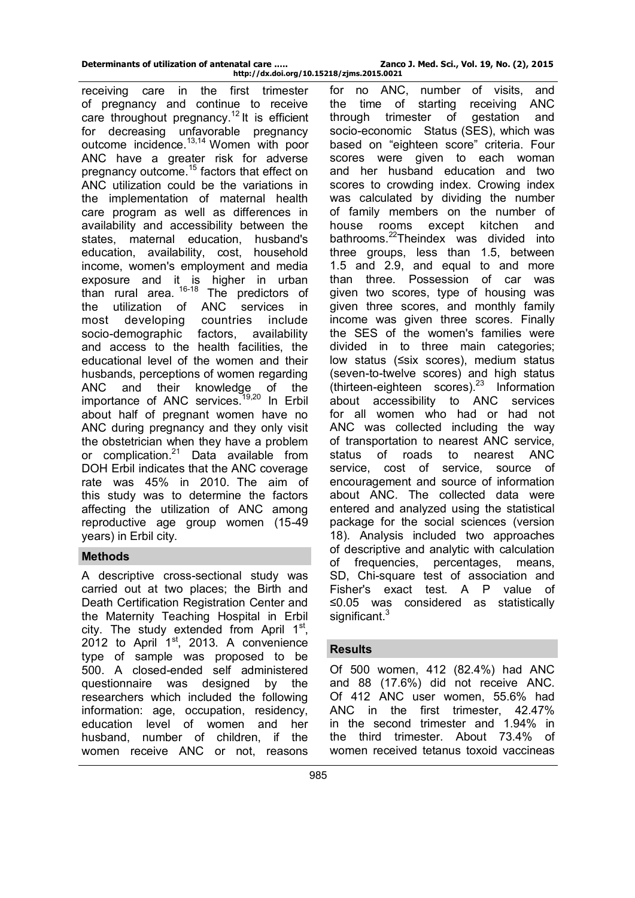receiving care in the first trimester of pregnancy and continue to receive care throughout pregnancy.[12] It is efficient for decreasing unfavorable pregnancy outcome incidence.[13,14] Women with poor ANC have a greater risk for adverse pregnancy outcome.[15] factors that effect on ANC utilization could be the variations in the implementation of maternal health care program as well as differences in availability and accessibility between the states, maternal education, husband's education, availability, cost, household income, women's employment and media exposure and it is higher in urban than rural area. [16-18] The predictors of the utilization of ANC services in most developing countries include socio-demographic factors, availability and access to the health facilities, the educational level of the women and their husbands, perceptions of women regarding ANC and their knowledge of the importance of ANC services.[19,20] In Erbil about half of pregnant women have no ANC during pregnancy and they only visit the obstetrician when they have a problem or complication.[21] Data available from DOH Erbil indicates that the ANC coverage rate was 45% in 2010. The aim of this study was to determine the factors affecting the utilization of ANC among reproductive age group women (15-49 years) in Erbil city.

## Methods

A descriptive cross-sectional study was carried out at two places; the Birth and Death Certification Registration Center and the Maternity Teaching Hospital in Erbil city. The study extended from April 1st, 2012 to April 1st, 2013. A convenience type of sample was proposed to be 500. A closed-ended self administered questionnaire was designed by the researchers which included the following information: age, occupation, residency, education level of women and her husband, number of children, if the women receive ANC or not, reasons for no ANC, number of visits, and the time of starting receiving ANC through trimester of gestation and socio-economic Status (SES), which was based on "eighteen score" criteria. Four scores were given to each woman and her husband education and two scores to crowding index. Crowing index was calculated by dividing the number of family members on the number of house rooms except kitchen and bathrooms.[22]Theindex was divided into three groups, less than 1.5, between 1.5 and 2.9, and equal to and more than three. Possession of car was given two scores, type of housing was given three scores, and monthly family income was given three scores. Finally the SES of the women's families were divided in to three main categories; low status (≤six scores), medium status (seven-to-twelve scores) and high status (thirteen-eighteen scores).[23] Information about accessibility to ANC services for all women who had or had not ANC was collected including the way of transportation to nearest ANC service, status of roads to nearest ANC service, cost of service, source of encouragement and source of information about ANC. The collected data were entered and analyzed using the statistical package for the social sciences (version 18). Analysis included two approaches of descriptive and analytic with calculation of frequencies, percentages, means, SD, Chi-square test of association and Fisher's exact test. A P value of ≤0.05 was considered as statistically significant.[3]

## Results

Of 500 women, 412 (82.4%) had ANC and 88 (17.6%) did not receive ANC. Of 412 ANC user women, 55.6% had ANC in the first trimester, 42.47% in the second trimester and 1.94% in the third trimester. About 73.4% of women received tetanus toxoid vaccineas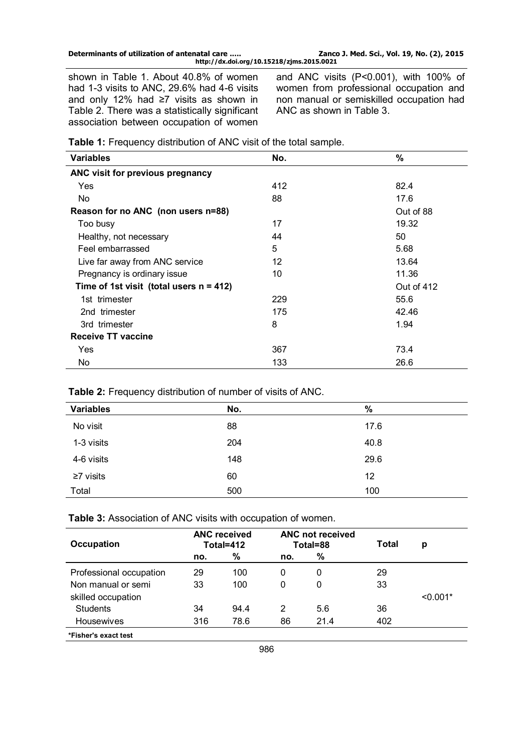shown in Table 1. About 40.8% of women had 1-3 visits to ANC, 29.6% had 4-6 visits and only 12% had ≥7 visits as shown in Table 2. There was a statistically significant association between occupation of women and ANC visits ($P<0.001$), with 100% of women from professional occupation and non manual or semiskilled occupation had ANC as shown in Table 3.

**Table 1:** Frequency distribution of ANC visit of the total sample.

| Variables | No. | % |
|---|---|---|
| **ANC visit for previous pregnancy** | | |
| Yes | 412 | 82.4 |
| No | 88 | 17.6 |
| **Reason for no ANC (non users n=88)** | | Out of 88 |
| Too busy | 17 | 19.32 |
| Healthy, not necessary | 44 | 50 |
| Feel embarrassed | 5 | 5.68 |
| Live far away from ANC service | 12 | 13.64 |
| Pregnancy is ordinary issue | 10 | 11.36 |
| **Time of 1st visit (total users n = 412)** | | Out of 412 |
| 1st trimester | 229 | 55.6 |
| 2nd trimester | 175 | 42.46 |
| 3rd trimester | 8 | 1.94 |
| **Receive TT vaccine** | | |
| Yes | 367 | 73.4 |
| No | 133 | 26.6 |

**Table 2:** Frequency distribution of number of visits of ANC.

| Variables | No. | % |
|---|---|---|
| No visit | 88 | 17.6 |
| 1-3 visits | 204 | 40.8 |
| 4-6 visits | 148 | 29.6 |
| ≥7 visits | 60 | 12 |
| Total | 500 | 100 |

**Table 3:** Association of ANC visits with occupation of women.

| Occupation | ANC received Total=412 | | ANC not received Total=88 | | Total | p |
|---|---|---|---|---|---|---|
| | no. | % | no. | % | | |
| Professional occupation | 29 | 100 | 0 | 0 | 29 | |
| Non manual or semi skilled occupation | 33 | 100 | 0 | 0 | 33 | <0.001* |
| Students | 34 | 94.4 | 2 | 5.6 | 36 | |
| Housewives | 316 | 78.6 | 86 | 21.4 | 402 | |

*Fisher's exact test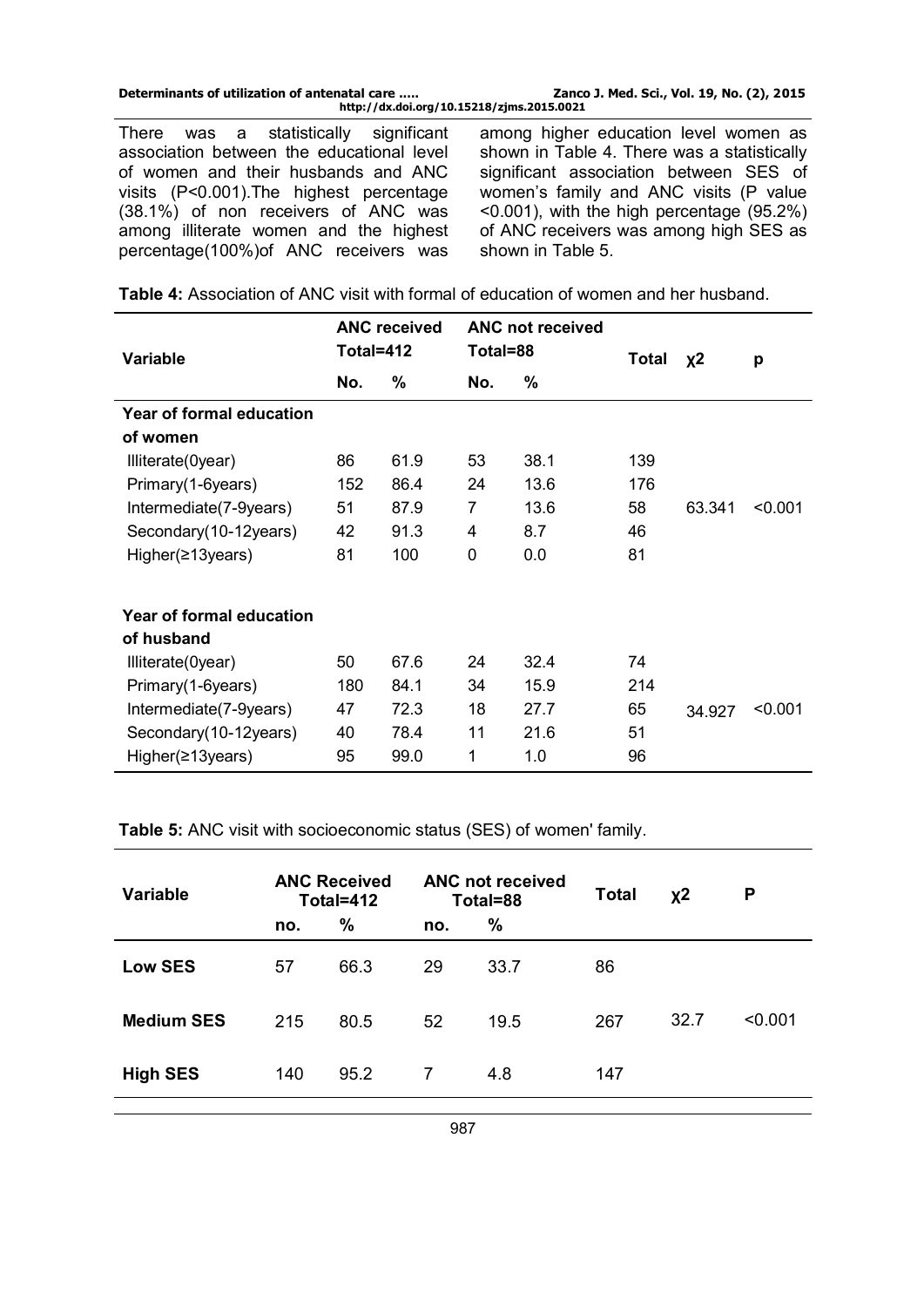There was a statistically significant association between the educational level of women and their husbands and ANC visits (P<0.001).The highest percentage (38.1%) of non receivers of ANC was among illiterate women and the highest percentage(100%)of ANC receivers was among higher education level women as shown in Table 4. There was a statistically significant association between SES of women's family and ANC visits (P value <0.001), with the high percentage (95.2%) of ANC receivers was among high SES as shown in Table 5.

**Table 4:** Association of ANC visit with formal of education of women and her husband.

| Variable | ANC received Total=412 | | ANC not received Total=88 | | Total | $\chi^2$ | p |
|---|---|---|---|---|---|---|---|
| | No. | % | No. | % | | | |
| **Year of formal education of women** | | | | | | | |
| Illiterate(0year) | 86 | 61.9 | 53 | 38.1 | 139 | | |
| Primary(1-6years) | 152 | 86.4 | 24 | 13.6 | 176 | | |
| Intermediate(7-9years) | 51 | 87.9 | 7 | 13.6 | 58 | 63.341 | <0.001 |
| Secondary(10-12years) | 42 | 91.3 | 4 | 8.7 | 46 | | |
| Higher(≥13years) | 81 | 100 | 0 | 0.0 | 81 | | |
| **Year of formal education of husband** | | | | | | | |
| Illiterate(0year) | 50 | 67.6 | 24 | 32.4 | 74 | | |
| Primary(1-6years) | 180 | 84.1 | 34 | 15.9 | 214 | | |
| Intermediate(7-9years) | 47 | 72.3 | 18 | 27.7 | 65 | 34.927 | <0.001 |
| Secondary(10-12years) | 40 | 78.4 | 11 | 21.6 | 51 | | |
| Higher(≥13years) | 95 | 99.0 | 1 | 1.0 | 96 | | |

**Table 5:** ANC visit with socioeconomic status (SES) of women' family.

| Variable | ANC Received Total=412 | | ANC not received Total=88 | | Total | $\chi^2$ | P |
|---|---|---|---|---|---|---|---|
| | no. | % | no. | % | | | |
| **Low SES** | 57 | 66.3 | 29 | 33.7 | 86 | | |
| **Medium SES** | 215 | 80.5 | 52 | 19.5 | 267 | 32.7 | <0.001 |
| **High SES** | 140 | 95.2 | 7 | 4.8 | 147 | | |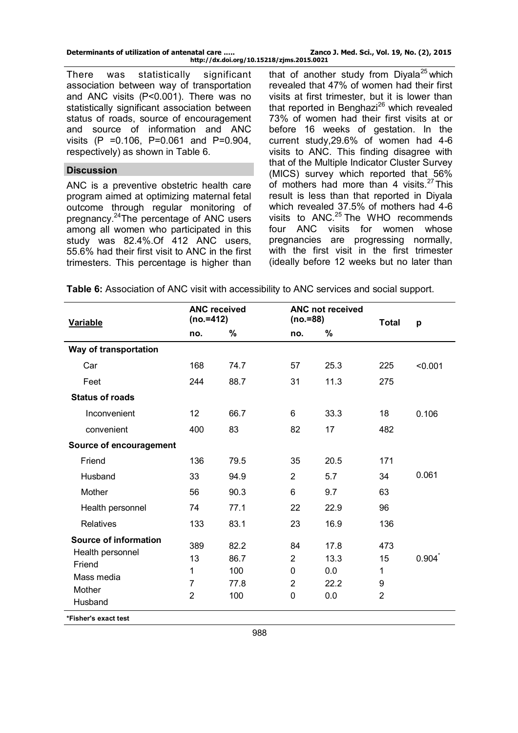There was statistically significant association between way of transportation and ANC visits ($P<0.001$). There was no statistically significant association between status of roads, source of encouragement and source of information and ANC visits ($P=0.106$, $P=0.061$ and $P=0.904$, respectively) as shown in Table 6.

## Discussion

ANC is a preventive obstetric health care program aimed at optimizing maternal fetal outcome through regular monitoring of pregnancy.[24] The percentage of ANC users among all women who participated in this study was 82.4%.Of 412 ANC users, 55.6% had their first visit to ANC in the first trimesters. This percentage is higher than that of another study from Diyala[25] which revealed that 47% of women had their first visits at first trimester, but it is lower than that reported in Benghazi[26] which revealed 73% of women had their first visits at or before 16 weeks of gestation. In the current study,29.6% of women had 4-6 visits to ANC. This finding disagree with that of the Multiple Indicator Cluster Survey (MICS) survey which reported that 56% of mothers had more than 4 visits.[27] This result is less than that reported in Diyala which revealed 37.5% of mothers had 4-6 visits to ANC.[25] The WHO recommends four ANC visits for women whose pregnancies are progressing normally, with the first visit in the first trimester (ideally before 12 weeks but no later than

**Table 6:** Association of ANC visit with accessibility to ANC services and social support.

| Variable | ANC received (no.=412) | | ANC not received (no.=88) | | Total | p |
|---|---|---|---|---|---|---|
| | no. | % | no. | % | | |
| **Way of transportation** | | | | | | |
| Car | 168 | 74.7 | 57 | 25.3 | 225 | <0.001 |
| Feet | 244 | 88.7 | 31 | 11.3 | 275 | |
| **Status of roads** | | | | | | |
| Inconvenient | 12 | 66.7 | 6 | 33.3 | 18 | 0.106 |
| convenient | 400 | 83 | 82 | 17 | 482 | |
| **Source of encouragement** | | | | | | |
| Friend | 136 | 79.5 | 35 | 20.5 | 171 | |
| Husband | 33 | 94.9 | 2 | 5.7 | 34 | 0.061 |
| Mother | 56 | 90.3 | 6 | 9.7 | 63 | |
| Health personnel | 74 | 77.1 | 22 | 22.9 | 96 | |
| Relatives | 133 | 83.1 | 23 | 16.9 | 136 | |
| **Source of information** | | | | | | |
| Health personnel | 389 | 82.2 | 84 | 17.8 | 473 | |
| Friend | 13 | 86.7 | 2 | 13.3 | 15 | 0.904* |
| Mass media | 1 | 100 | 0 | 0.0 | 1 | |
| Mother | 7 | 77.8 | 2 | 22.2 | 9 | |
| Husband | 2 | 100 | 0 | 0.0 | 2 | |

*Fisher's exact test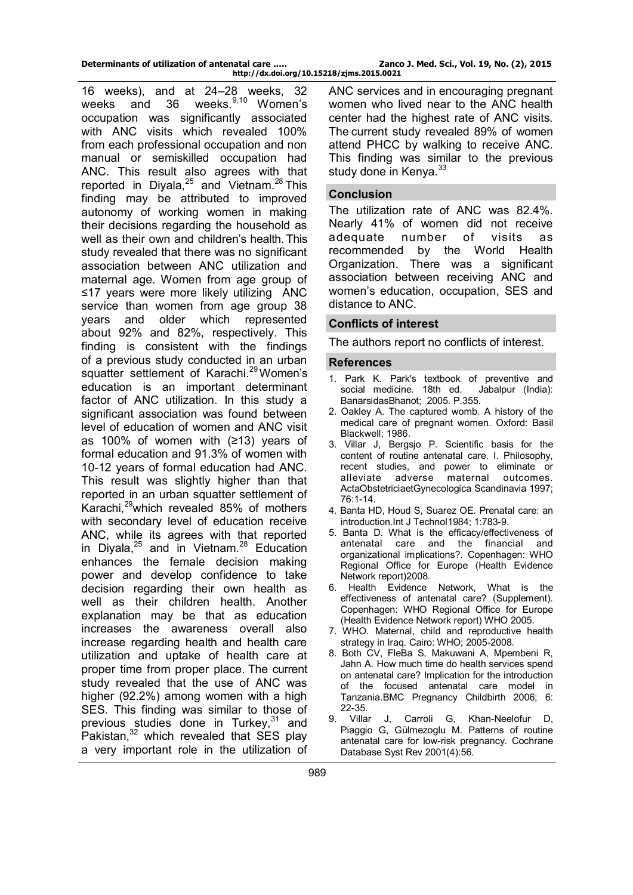16 weeks), and at 24–28 weeks, 32 weeks and 36 weeks.[9,10] Women's occupation was significantly associated with ANC visits which revealed 100% from each professional occupation and non manual or semiskilled occupation had ANC. This result also agrees with that reported in Diyala,[25] and Vietnam.[28] This finding may be attributed to improved autonomy of working women in making their decisions regarding the household as well as their own and children's health. This study revealed that there was no significant association between ANC utilization and maternal age. Women from age group of ≤17 years were more likely utilizing ANC service than women from age group 38 years and older which represented about 92% and 82%, respectively. This finding is consistent with the findings of a previous study conducted in an urban squatter settlement of Karachi.[29] Women's education is an important determinant factor of ANC utilization. In this study a significant association was found between level of education of women and ANC visit as 100% of women with (≥13) years of formal education and 91.3% of women with 10-12 years of formal education had ANC. This result was slightly higher than that reported in an urban squatter settlement of Karachi,[29] which revealed 85% of mothers with secondary level of education receive ANC, while its agrees with that reported in Diyala,[25] and in Vietnam.[28] Education enhances the female decision making power and develop confidence to take decision regarding their own health as well as their children health. Another explanation may be that as education increases the awareness overall also increase regarding health and health care utilization and uptake of health care at proper time from proper place. The current study revealed that the use of ANC was higher (92.2%) among women with a high SES. This finding was similar to those of previous studies done in Turkey,[31] and Pakistan,[32] which revealed that SES play a very important role in the utilization of ANC services and in encouraging pregnant women who lived near to the ANC health center had the highest rate of ANC visits. The current study revealed 89% of women attend PHCC by walking to receive ANC. This finding was similar to the previous study done in Kenya.[33]

## Conclusion

The utilization rate of ANC was 82.4%. Nearly 41% of women did not receive adequate number of visits as recommended by the World Health Organization. There was a significant association between receiving ANC and women's education, occupation, SES and distance to ANC.

## Conflicts of interest

The authors report no conflicts of interest.

## References

1. Park K. Park's textbook of preventive and social medicine. 18th ed. Jabalpur (India): BanarsidasBhanot; 2005. P.355.
2. Oakley A. The captured womb. A history of the medical care of pregnant women. Oxford: Basil Blackwell; 1986.
3. Villar J, Bergsjo P. Scientific basis for the content of routine antenatal care. I. Philosophy, recent studies, and power to eliminate or alleviate adverse maternal outcomes. ActaObstetriciaetGynecologica Scandinavia 1997; 76:1-14.
4. Banta HD, Houd S, Suarez OE. Prenatal care: an introduction.Int J Technol1984; 1:783-9.
5. Banta D. What is the efficacy/effectiveness of antenatal care and the financial and organizational implications?. Copenhagen: WHO Regional Office for Europe (Health Evidence Network report)2008.
6. Health Evidence Network, What is the effectiveness of antenatal care? (Supplement). Copenhagen: WHO Regional Office for Europe (Health Evidence Network report) WHO 2005.
7. WHO. Maternal, child and reproductive health strategy in Iraq. Cairo: WHO; 2005-2008.
8. Both CV, FleBa S, Makuwani A, Mpembeni R, Jahn A. How much time do health services spend on antenatal care? Implication for the introduction of the focused antenatal care model in Tanzania.BMC Pregnancy Childbirth 2006; 6: 22-35.
9. Villar J, Carroli G, Khan-Neelofur D, Piaggio G, Gülmezoglu M. Patterns of routine antenatal care for low-risk pregnancy. Cochrane Database Syst Rev 2001(4):56.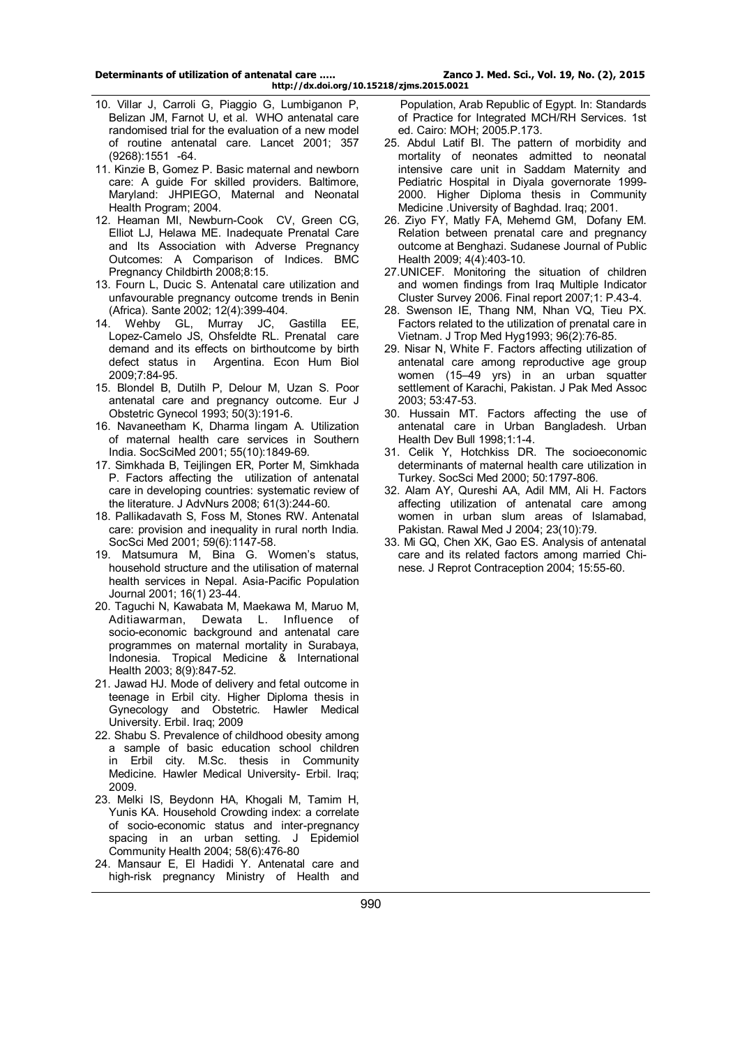10. Villar J, Carroli G, Piaggio G, Lumbiganon P, Belizan JM, Farnot U, et al. WHO antenatal care randomised trial for the evaluation of a new model of routine antenatal care. Lancet 2001; 357 (9268):1551 -64.
11. Kinzie B, Gomez P. Basic maternal and newborn care: A guide For skilled providers. Baltimore, Maryland: JHPIEGO, Maternal and Neonatal Health Program; 2004.
12. Heaman MI, Newburn-Cook CV, Green CG, Elliot LJ, Helawa ME. Inadequate Prenatal Care and Its Association with Adverse Pregnancy Outcomes: A Comparison of Indices. BMC Pregnancy Childbirth 2008;8:15.
13. Fourn L, Ducic S. Antenatal care utilization and unfavourable pregnancy outcome trends in Benin (Africa). Sante 2002; 12(4):399-404.
14. Wehby GL, Murray JC, Gastilla EE, Lopez-Camelo JS, Ohsfeldte RL. Prenatal care demand and its effects on birthoutcome by birth defect status in Argentina. Econ Hum Biol 2009;7:84-95.
15. Blondel B, Dutilh P, Delour M, Uzan S. Poor antenatal care and pregnancy outcome. Eur J Obstetric Gynecol 1993; 50(3):191-6.
16. Navaneetham K, Dharma lingam A. Utilization of maternal health care services in Southern India. SocSciMed 2001; 55(10):1849-69.
17. Simkhada B, Teijlingen ER, Porter M, Simkhada P. Factors affecting the utilization of antenatal care in developing countries: systematic review of the literature. J AdvNurs 2008; 61(3):244-60.
18. Pallikadavath S, Foss M, Stones RW. Antenatal care: provision and inequality in rural north India. SocSci Med 2001; 59(6):1147-58.
19. Matsumura M, Bina G. Women's status, household structure and the utilisation of maternal health services in Nepal. Asia-Pacific Population Journal 2001; 16(1) 23-44.
20. Taguchi N, Kawabata M, Maekawa M, Maruo M, Aditiawarman, Dewata L. Influence of socio-economic background and antenatal care programmes on maternal mortality in Surabaya, Indonesia. Tropical Medicine & International Health 2003; 8(9):847-52.
21. Jawad HJ. Mode of delivery and fetal outcome in teenage in Erbil city. Higher Diploma thesis in Gynecology and Obstetric. Hawler Medical University. Erbil. Iraq; 2009
22. Shabu S. Prevalence of childhood obesity among a sample of basic education school children in Erbil city. M.Sc. thesis in Community Medicine. Hawler Medical University- Erbil. Iraq; 2009.
23. Melki IS, Beydonn HA, Khogali M, Tamim H, Yunis KA. Household Crowding index: a correlate of socio-economic status and inter-pregnancy spacing in an urban setting. J Epidemiol Community Health 2004; 58(6):476-80
24. Mansaur E, El Hadidi Y. Antenatal care and high-risk pregnancy Ministry of Health and Population, Arab Republic of Egypt. In: Standards of Practice for Integrated MCH/RH Services. 1st ed. Cairo: MOH; 2005.P.173.
25. Abdul Latif BI. The pattern of morbidity and mortality of neonates admitted to neonatal intensive care unit in Saddam Maternity and Pediatric Hospital in Diyala governorate 1999-2000. Higher Diploma thesis in Community Medicine .University of Baghdad. Iraq; 2001.
26. Ziyo FY, Matly FA, Mehemd GM, Dofany EM. Relation between prenatal care and pregnancy outcome at Benghazi. Sudanese Journal of Public Health 2009; 4(4):403-10.
27. UNICEF. Monitoring the situation of children and women findings from Iraq Multiple Indicator Cluster Survey 2006. Final report 2007;1: P.43-4.
28. Swenson IE, Thang NM, Nhan VQ, Tieu PX. Factors related to the utilization of prenatal care in Vietnam. J Trop Med Hyg1993; 96(2):76-85.
29. Nisar N, White F. Factors affecting utilization of antenatal care among reproductive age group women (15–49 yrs) in an urban squatter settlement of Karachi, Pakistan. J Pak Med Assoc 2003; 53:47-53.
30. Hussain MT. Factors affecting the use of antenatal care in Urban Bangladesh. Urban Health Dev Bull 1998;1:1-4.
31. Celik Y, Hotchkiss DR. The socioeconomic determinants of maternal health care utilization in Turkey. SocSci Med 2000; 50:1797-806.
32. Alam AY, Qureshi AA, Adil MM, Ali H. Factors affecting utilization of antenatal care among women in urban slum areas of Islamabad, Pakistan. Rawal Med J 2004; 23(10):79.
33. Mi GQ, Chen XK, Gao ES. Analysis of antenatal care and its related factors among married Chinese. J Reprot Contraception 2004; 15:55-60.